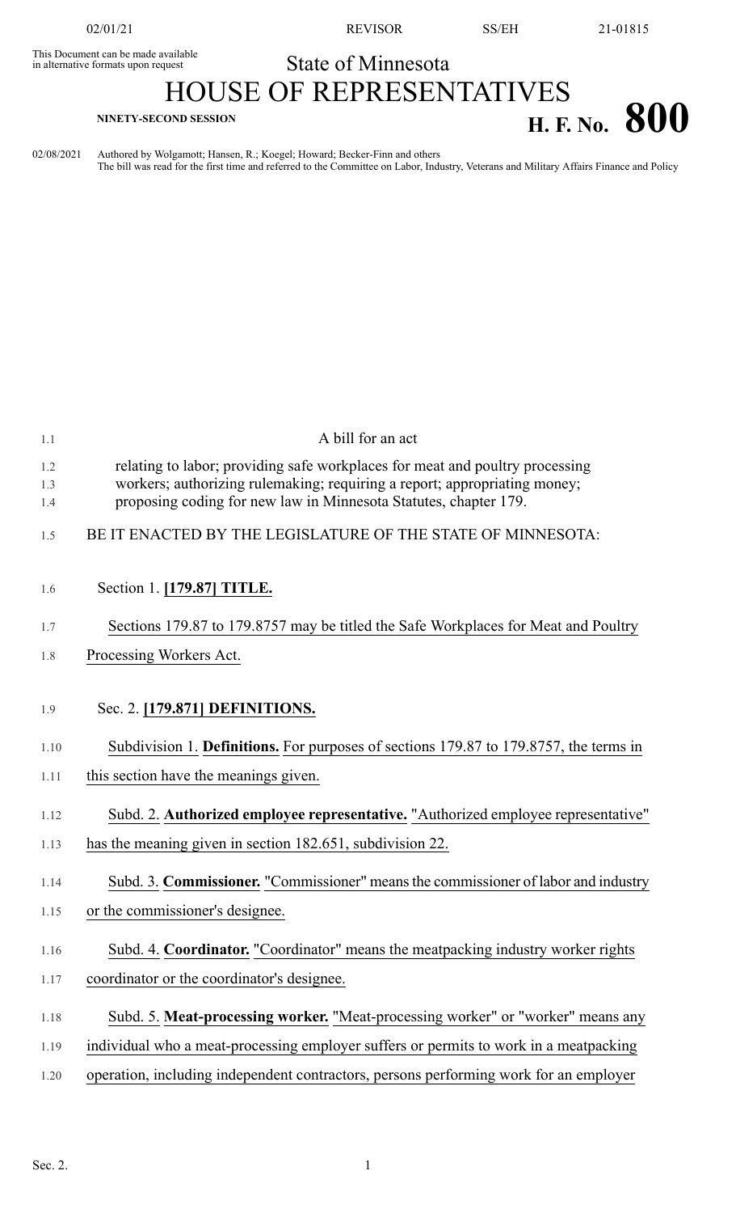This Document can be made available in alternative formats upon request

State of Minnesota

# HOUSE OF REPRESENTATIVES

**NINETY-SECOND SESSION**

# H. F. No. 800

02/08/2021 Authored by Wolgamott; Hansen, R.; Koegel; Howard; Becker-Finn and others
The bill was read for the first time and referred to the Committee on Labor, Industry, Veterans and Military Affairs Finance and Policy

A bill for an act

relating to labor; providing safe workplaces for meat and poultry processing workers; authorizing rulemaking; requiring a report; appropriating money; proposing coding for new law in Minnesota Statutes, chapter 179.

BE IT ENACTED BY THE LEGISLATURE OF THE STATE OF MINNESOTA:

Section 1. **[179.87] TITLE.**

Sections 179.87 to 179.8757 may be titled the Safe Workplaces for Meat and Poultry Processing Workers Act.

Sec. 2. **[179.871] DEFINITIONS.**

Subdivision 1. **Definitions.** For purposes of sections 179.87 to 179.8757, the terms in this section have the meanings given.

Subd. 2. **Authorized employee representative.** "Authorized employee representative" has the meaning given in section 182.651, subdivision 22.

Subd. 3. **Commissioner.** "Commissioner" means the commissioner of labor and industry or the commissioner's designee.

Subd. 4. **Coordinator.** "Coordinator" means the meatpacking industry worker rights coordinator or the coordinator's designee.

Subd. 5. **Meat-processing worker.** "Meat-processing worker" or "worker" means any individual who a meat-processing employer suffers or permits to work in a meatpacking operation, including independent contractors, persons performing work for an employer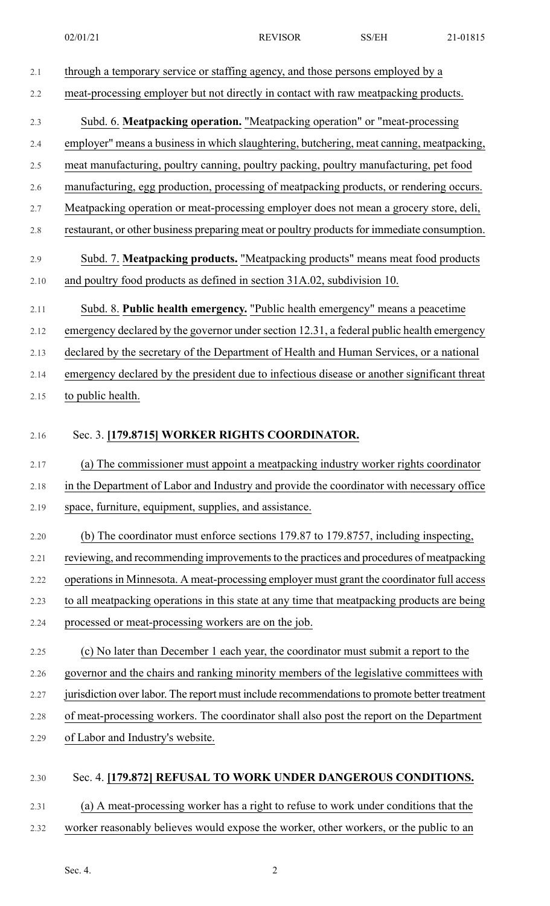through a temporary service or staffing agency, and those persons employed by a meat-processing employer but not directly in contact with raw meatpacking products.

Subd. 6. **Meatpacking operation.** "Meatpacking operation" or "meat-processing employer" means a business in which slaughtering, butchering, meat canning, meatpacking, meat manufacturing, poultry canning, poultry packing, poultry manufacturing, pet food manufacturing, egg production, processing of meatpacking products, or rendering occurs. Meatpacking operation or meat-processing employer does not mean a grocery store, deli, restaurant, or other business preparing meat or poultry products for immediate consumption.

Subd. 7. **Meatpacking products.** "Meatpacking products" means meat food products and poultry food products as defined in section 31A.02, subdivision 10.

Subd. 8. **Public health emergency.** "Public health emergency" means a peacetime emergency declared by the governor under section 12.31, a federal public health emergency declared by the secretary of the Department of Health and Human Services, or a national emergency declared by the president due to infectious disease or another significant threat to public health.

## Sec. 3. **[179.8715] WORKER RIGHTS COORDINATOR.**

(a) The commissioner must appoint a meatpacking industry worker rights coordinator in the Department of Labor and Industry and provide the coordinator with necessary office space, furniture, equipment, supplies, and assistance.

(b) The coordinator must enforce sections 179.87 to 179.8757, including inspecting, reviewing, and recommending improvements to the practices and procedures of meatpacking operations in Minnesota. A meat-processing employer must grant the coordinator full access to all meatpacking operations in this state at any time that meatpacking products are being processed or meat-processing workers are on the job.

(c) No later than December 1 each year, the coordinator must submit a report to the governor and the chairs and ranking minority members of the legislative committees with jurisdiction over labor. The report must include recommendations to promote better treatment of meat-processing workers. The coordinator shall also post the report on the Department of Labor and Industry's website.

## Sec. 4. **[179.872] REFUSAL TO WORK UNDER DANGEROUS CONDITIONS.**

(a) A meat-processing worker has a right to refuse to work under conditions that the worker reasonably believes would expose the worker, other workers, or the public to an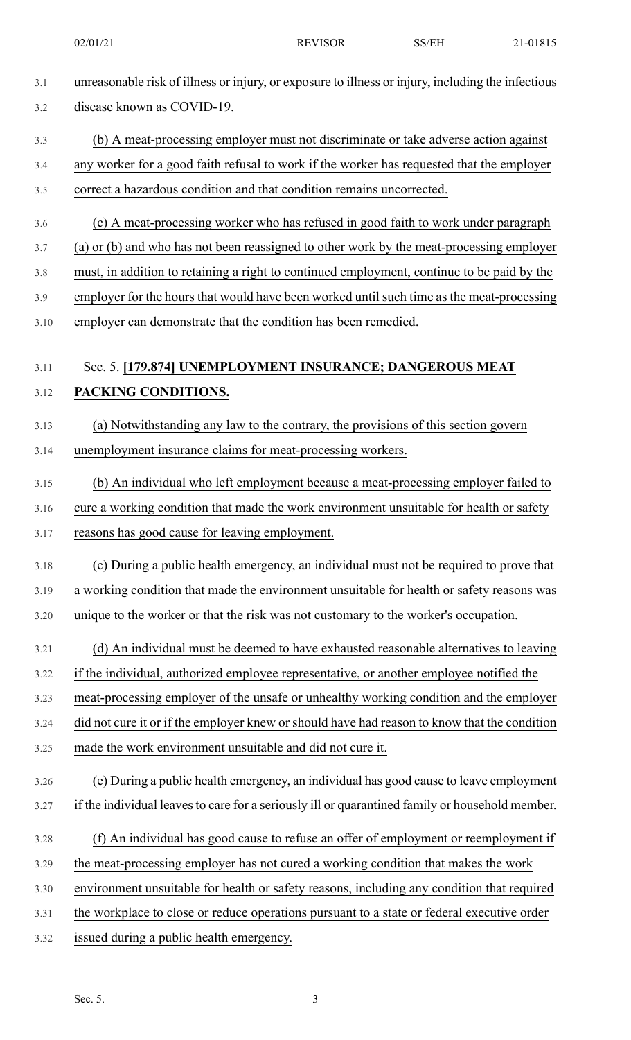unreasonable risk of illness or injury, or exposure to illness or injury, including the infectious disease known as COVID-19.

(b) A meat-processing employer must not discriminate or take adverse action against any worker for a good faith refusal to work if the worker has requested that the employer correct a hazardous condition and that condition remains uncorrected.

(c) A meat-processing worker who has refused in good faith to work under paragraph (a) or (b) and who has not been reassigned to other work by the meat-processing employer must, in addition to retaining a right to continued employment, continue to be paid by the employer for the hours that would have been worked until such time as the meat-processing employer can demonstrate that the condition has been remedied.

Sec. 5. **[179.874] UNEMPLOYMENT INSURANCE; DANGEROUS MEAT PACKING CONDITIONS.**

(a) Notwithstanding any law to the contrary, the provisions of this section govern unemployment insurance claims for meat-processing workers.

(b) An individual who left employment because a meat-processing employer failed to cure a working condition that made the work environment unsuitable for health or safety reasons has good cause for leaving employment.

(c) During a public health emergency, an individual must not be required to prove that a working condition that made the environment unsuitable for health or safety reasons was unique to the worker or that the risk was not customary to the worker's occupation.

(d) An individual must be deemed to have exhausted reasonable alternatives to leaving if the individual, authorized employee representative, or another employee notified the meat-processing employer of the unsafe or unhealthy working condition and the employer did not cure it or if the employer knew or should have had reason to know that the condition made the work environment unsuitable and did not cure it.

(e) During a public health emergency, an individual has good cause to leave employment if the individual leaves to care for a seriously ill or quarantined family or household member.

(f) An individual has good cause to refuse an offer of employment or reemployment if the meat-processing employer has not cured a working condition that makes the work environment unsuitable for health or safety reasons, including any condition that required the workplace to close or reduce operations pursuant to a state or federal executive order issued during a public health emergency.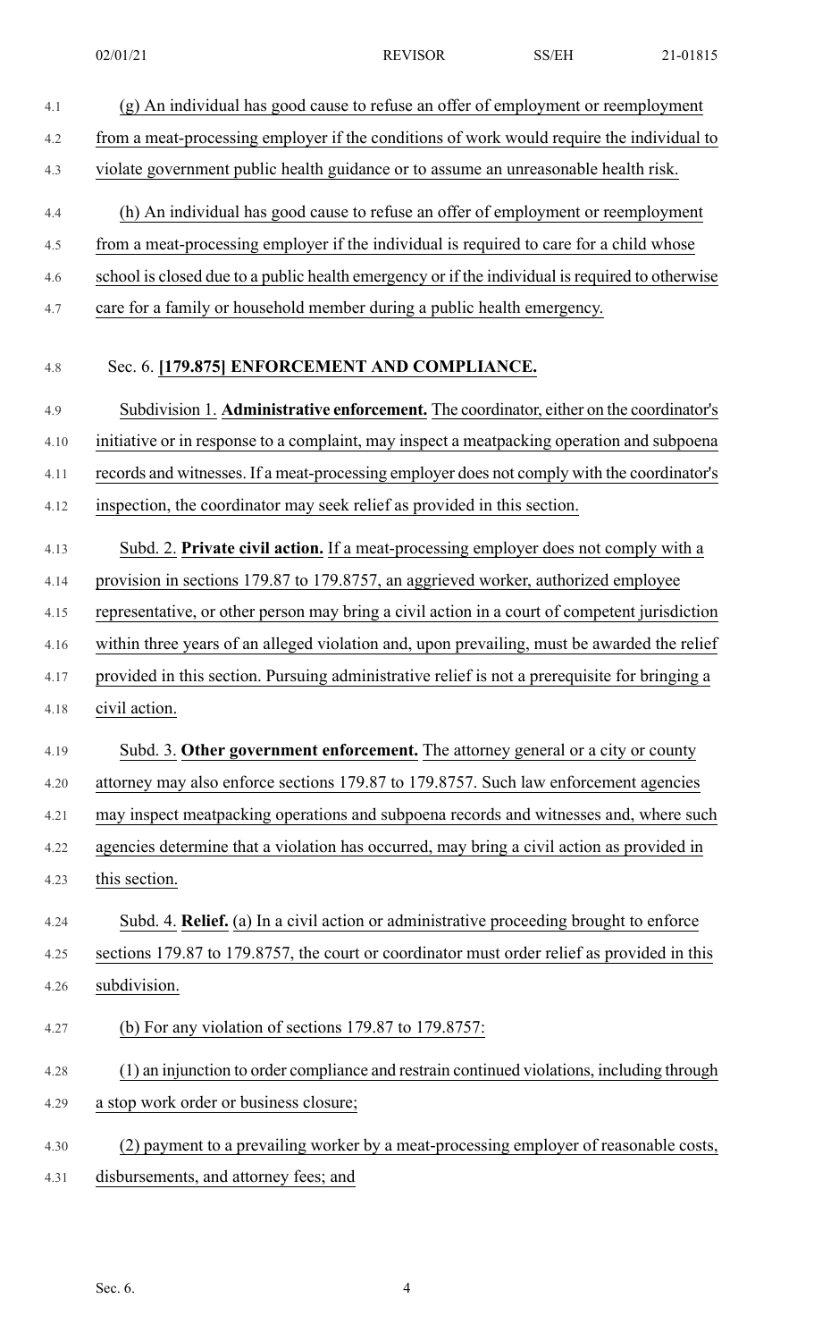(g) An individual has good cause to refuse an offer of employment or reemployment from a meat-processing employer if the conditions of work would require the individual to violate government public health guidance or to assume an unreasonable health risk.

(h) An individual has good cause to refuse an offer of employment or reemployment from a meat-processing employer if the individual is required to care for a child whose school is closed due to a public health emergency or if the individual is required to otherwise care for a family or household member during a public health emergency.

Sec. 6. **[179.875] ENFORCEMENT AND COMPLIANCE.**

Subdivision 1. **Administrative enforcement.** The coordinator, either on the coordinator's initiative or in response to a complaint, may inspect a meatpacking operation and subpoena records and witnesses. If a meat-processing employer does not comply with the coordinator's inspection, the coordinator may seek relief as provided in this section.

Subd. 2. **Private civil action.** If a meat-processing employer does not comply with a provision in sections 179.87 to 179.8757, an aggrieved worker, authorized employee representative, or other person may bring a civil action in a court of competent jurisdiction within three years of an alleged violation and, upon prevailing, must be awarded the relief provided in this section. Pursuing administrative relief is not a prerequisite for bringing a civil action.

Subd. 3. **Other government enforcement.** The attorney general or a city or county attorney may also enforce sections 179.87 to 179.8757. Such law enforcement agencies may inspect meatpacking operations and subpoena records and witnesses and, where such agencies determine that a violation has occurred, may bring a civil action as provided in this section.

Subd. 4. **Relief.** (a) In a civil action or administrative proceeding brought to enforce sections 179.87 to 179.8757, the court or coordinator must order relief as provided in this subdivision.

(b) For any violation of sections 179.87 to 179.8757:

(1) an injunction to order compliance and restrain continued violations, including through a stop work order or business closure;

(2) payment to a prevailing worker by a meat-processing employer of reasonable costs, disbursements, and attorney fees; and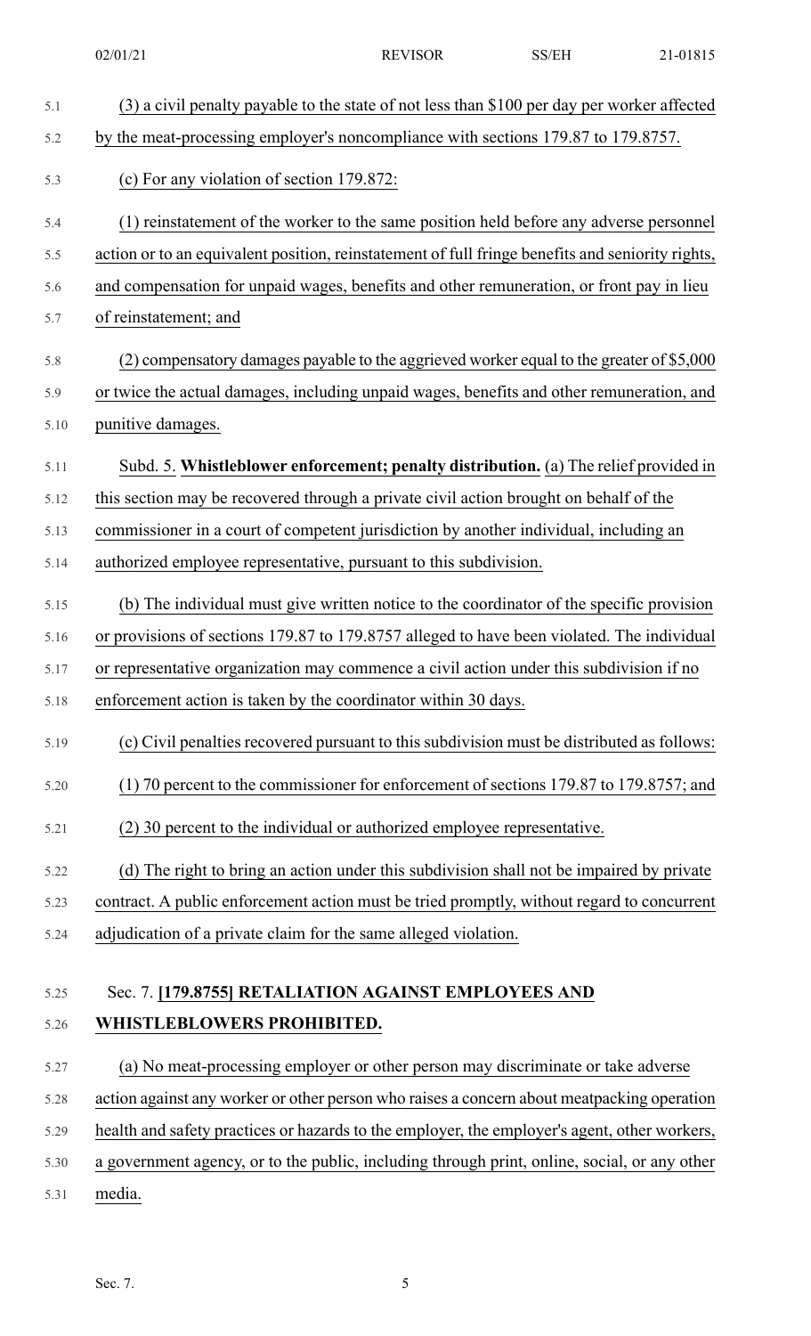(3) a civil penalty payable to the state of not less than $100 per day per worker affected by the meat-processing employer's noncompliance with sections 179.87 to 179.8757.

(c) For any violation of section 179.872:

(1) reinstatement of the worker to the same position held before any adverse personnel action or to an equivalent position, reinstatement of full fringe benefits and seniority rights, and compensation for unpaid wages, benefits and other remuneration, or front pay in lieu of reinstatement; and

(2) compensatory damages payable to the aggrieved worker equal to the greater of $5,000 or twice the actual damages, including unpaid wages, benefits and other remuneration, and punitive damages.

Subd. 5. **Whistleblower enforcement; penalty distribution.** (a) The relief provided in this section may be recovered through a private civil action brought on behalf of the commissioner in a court of competent jurisdiction by another individual, including an authorized employee representative, pursuant to this subdivision.

(b) The individual must give written notice to the coordinator of the specific provision or provisions of sections 179.87 to 179.8757 alleged to have been violated. The individual or representative organization may commence a civil action under this subdivision if no enforcement action is taken by the coordinator within 30 days.

(c) Civil penalties recovered pursuant to this subdivision must be distributed as follows:

(1) 70 percent to the commissioner for enforcement of sections 179.87 to 179.8757; and

(2) 30 percent to the individual or authorized employee representative.

(d) The right to bring an action under this subdivision shall not be impaired by private contract. A public enforcement action must be tried promptly, without regard to concurrent adjudication of a private claim for the same alleged violation.

Sec. 7. **[179.8755] RETALIATION AGAINST EMPLOYEES AND WHISTLEBLOWERS PROHIBITED.**

(a) No meat-processing employer or other person may discriminate or take adverse action against any worker or other person who raises a concern about meatpacking operation health and safety practices or hazards to the employer, the employer's agent, other workers, a government agency, or to the public, including through print, online, social, or any other media.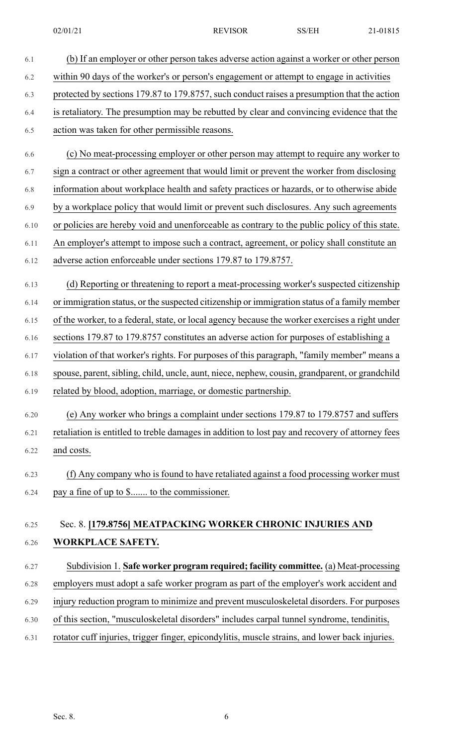(b) If an employer or other person takes adverse action against a worker or other person within 90 days of the worker's or person's engagement or attempt to engage in activities protected by sections 179.87 to 179.8757, such conduct raises a presumption that the action is retaliatory. The presumption may be rebutted by clear and convincing evidence that the action was taken for other permissible reasons.

(c) No meat-processing employer or other person may attempt to require any worker to sign a contract or other agreement that would limit or prevent the worker from disclosing information about workplace health and safety practices or hazards, or to otherwise abide by a workplace policy that would limit or prevent such disclosures. Any such agreements or policies are hereby void and unenforceable as contrary to the public policy of this state. An employer's attempt to impose such a contract, agreement, or policy shall constitute an adverse action enforceable under sections 179.87 to 179.8757.

(d) Reporting or threatening to report a meat-processing worker's suspected citizenship or immigration status, or the suspected citizenship or immigration status of a family member of the worker, to a federal, state, or local agency because the worker exercises a right under sections 179.87 to 179.8757 constitutes an adverse action for purposes of establishing a violation of that worker's rights. For purposes of this paragraph, "family member" means a spouse, parent, sibling, child, uncle, aunt, niece, nephew, cousin, grandparent, or grandchild related by blood, adoption, marriage, or domestic partnership.

(e) Any worker who brings a complaint under sections 179.87 to 179.8757 and suffers retaliation is entitled to treble damages in addition to lost pay and recovery of attorney fees and costs.

(f) Any company who is found to have retaliated against a food processing worker must pay a fine of up to $....... to the commissioner.

## Sec. 8. **[179.8756] MEATPACKING WORKER CHRONIC INJURIES AND WORKPLACE SAFETY.**

Subdivision 1. **Safe worker program required; facility committee.** (a) Meat-processing employers must adopt a safe worker program as part of the employer's work accident and injury reduction program to minimize and prevent musculoskeletal disorders. For purposes of this section, "musculoskeletal disorders" includes carpal tunnel syndrome, tendinitis, rotator cuff injuries, trigger finger, epicondylitis, muscle strains, and lower back injuries.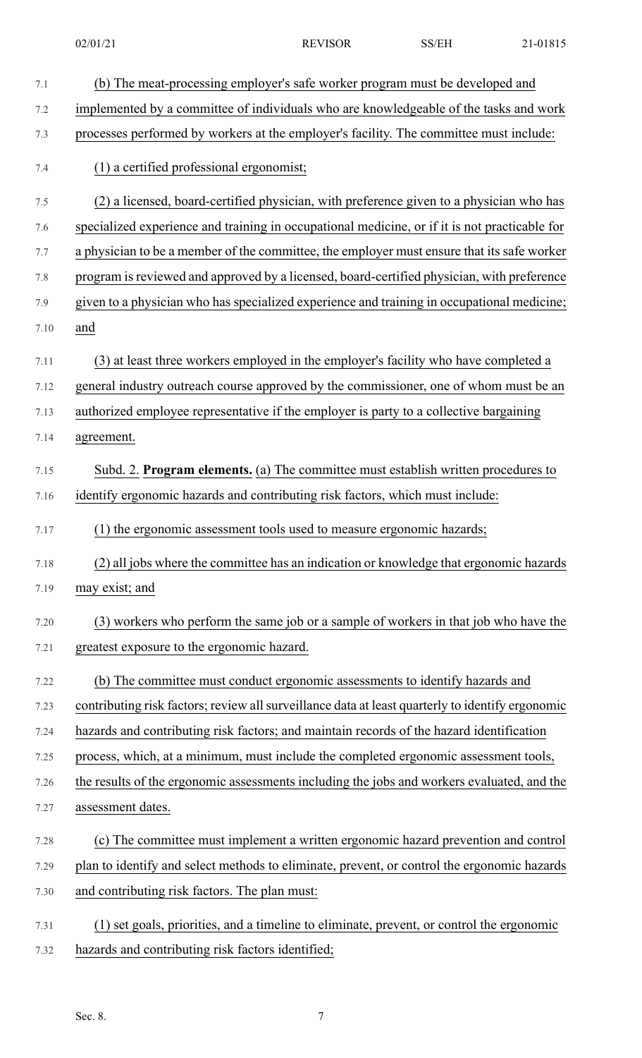(b) The meat-processing employer's safe worker program must be developed and implemented by a committee of individuals who are knowledgeable of the tasks and work processes performed by workers at the employer's facility. The committee must include:

(1) a certified professional ergonomist;

(2) a licensed, board-certified physician, with preference given to a physician who has specialized experience and training in occupational medicine, or if it is not practicable for a physician to be a member of the committee, the employer must ensure that its safe worker program is reviewed and approved by a licensed, board-certified physician, with preference given to a physician who has specialized experience and training in occupational medicine; and

(3) at least three workers employed in the employer's facility who have completed a general industry outreach course approved by the commissioner, one of whom must be an authorized employee representative if the employer is party to a collective bargaining agreement.

Subd. 2. **Program elements.** (a) The committee must establish written procedures to identify ergonomic hazards and contributing risk factors, which must include:

(1) the ergonomic assessment tools used to measure ergonomic hazards;

(2) all jobs where the committee has an indication or knowledge that ergonomic hazards may exist; and

(3) workers who perform the same job or a sample of workers in that job who have the greatest exposure to the ergonomic hazard.

(b) The committee must conduct ergonomic assessments to identify hazards and contributing risk factors; review all surveillance data at least quarterly to identify ergonomic hazards and contributing risk factors; and maintain records of the hazard identification process, which, at a minimum, must include the completed ergonomic assessment tools, the results of the ergonomic assessments including the jobs and workers evaluated, and the assessment dates.

(c) The committee must implement a written ergonomic hazard prevention and control plan to identify and select methods to eliminate, prevent, or control the ergonomic hazards and contributing risk factors. The plan must:

(1) set goals, priorities, and a timeline to eliminate, prevent, or control the ergonomic hazards and contributing risk factors identified;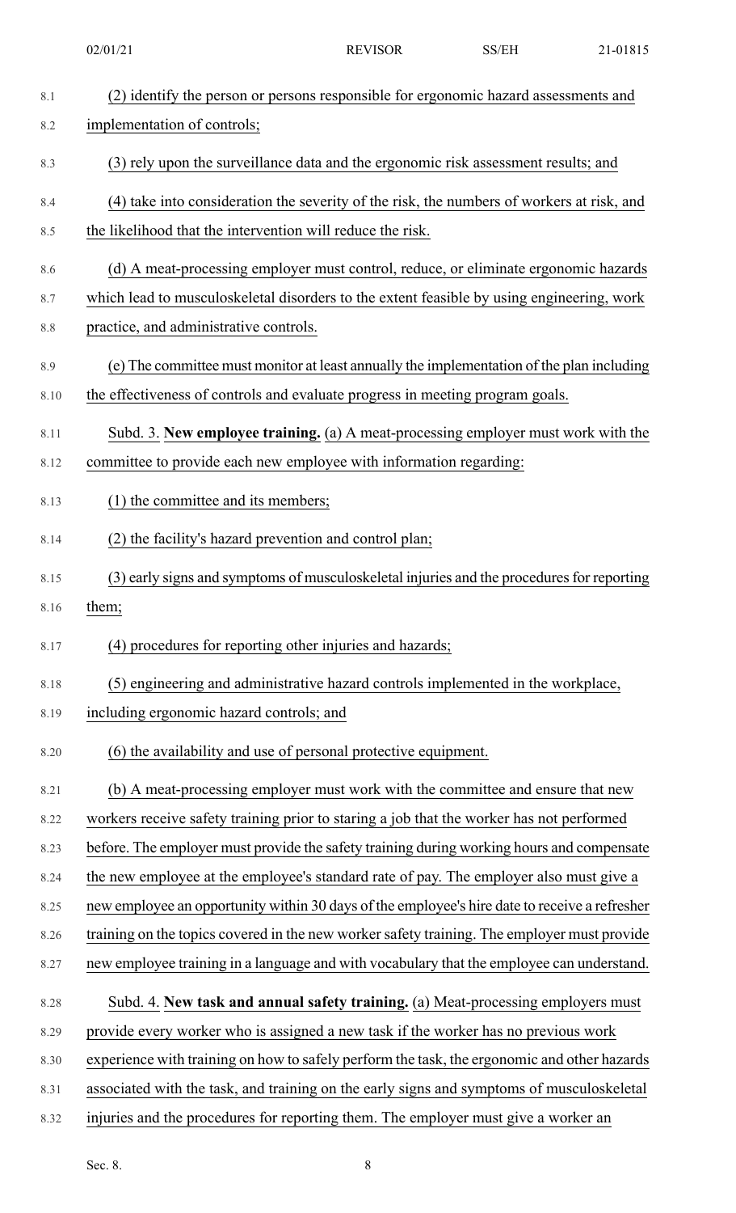(2) identify the person or persons responsible for ergonomic hazard assessments and implementation of controls;

(3) rely upon the surveillance data and the ergonomic risk assessment results; and

(4) take into consideration the severity of the risk, the numbers of workers at risk, and the likelihood that the intervention will reduce the risk.

(d) A meat-processing employer must control, reduce, or eliminate ergonomic hazards which lead to musculoskeletal disorders to the extent feasible by using engineering, work practice, and administrative controls.

(e) The committee must monitor at least annually the implementation of the plan including the effectiveness of controls and evaluate progress in meeting program goals.

Subd. 3. **New employee training.** (a) A meat-processing employer must work with the committee to provide each new employee with information regarding:

(1) the committee and its members;

(2) the facility's hazard prevention and control plan;

(3) early signs and symptoms of musculoskeletal injuries and the procedures for reporting them;

(4) procedures for reporting other injuries and hazards;

(5) engineering and administrative hazard controls implemented in the workplace, including ergonomic hazard controls; and

(6) the availability and use of personal protective equipment.

(b) A meat-processing employer must work with the committee and ensure that new workers receive safety training prior to staring a job that the worker has not performed before. The employer must provide the safety training during working hours and compensate the new employee at the employee's standard rate of pay. The employer also must give a new employee an opportunity within 30 days of the employee's hire date to receive a refresher training on the topics covered in the new worker safety training. The employer must provide new employee training in a language and with vocabulary that the employee can understand.

Subd. 4. **New task and annual safety training.** (a) Meat-processing employers must provide every worker who is assigned a new task if the worker has no previous work experience with training on how to safely perform the task, the ergonomic and other hazards associated with the task, and training on the early signs and symptoms of musculoskeletal injuries and the procedures for reporting them. The employer must give a worker an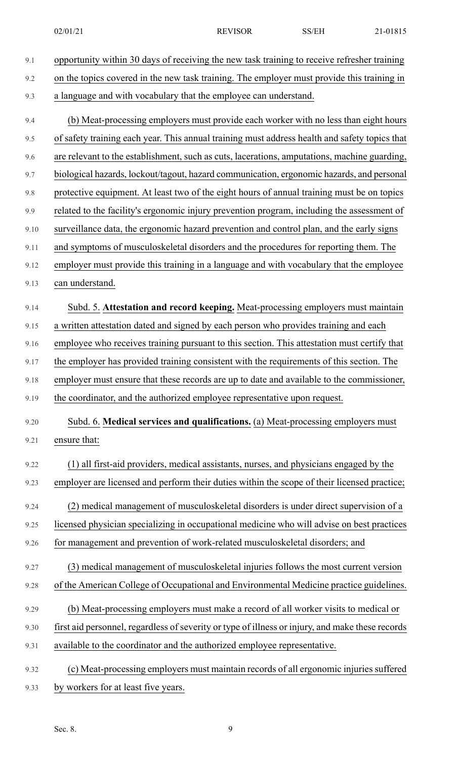opportunity within 30 days of receiving the new task training to receive refresher training on the topics covered in the new task training. The employer must provide this training in a language and with vocabulary that the employee can understand.

(b) Meat-processing employers must provide each worker with no less than eight hours of safety training each year. This annual training must address health and safety topics that are relevant to the establishment, such as cuts, lacerations, amputations, machine guarding, biological hazards, lockout/tagout, hazard communication, ergonomic hazards, and personal protective equipment. At least two of the eight hours of annual training must be on topics related to the facility's ergonomic injury prevention program, including the assessment of surveillance data, the ergonomic hazard prevention and control plan, and the early signs and symptoms of musculoskeletal disorders and the procedures for reporting them. The employer must provide this training in a language and with vocabulary that the employee can understand.

Subd. 5. **Attestation and record keeping.** Meat-processing employers must maintain a written attestation dated and signed by each person who provides training and each employee who receives training pursuant to this section. This attestation must certify that the employer has provided training consistent with the requirements of this section. The employer must ensure that these records are up to date and available to the commissioner, the coordinator, and the authorized employee representative upon request.

Subd. 6. **Medical services and qualifications.** (a) Meat-processing employers must ensure that:

(1) all first-aid providers, medical assistants, nurses, and physicians engaged by the employer are licensed and perform their duties within the scope of their licensed practice;

(2) medical management of musculoskeletal disorders is under direct supervision of a licensed physician specializing in occupational medicine who will advise on best practices for management and prevention of work-related musculoskeletal disorders; and

(3) medical management of musculoskeletal injuries follows the most current version of the American College of Occupational and Environmental Medicine practice guidelines.

(b) Meat-processing employers must make a record of all worker visits to medical or first aid personnel, regardless of severity or type of illness or injury, and make these records available to the coordinator and the authorized employee representative.

(c) Meat-processing employers must maintain records of all ergonomic injuries suffered by workers for at least five years.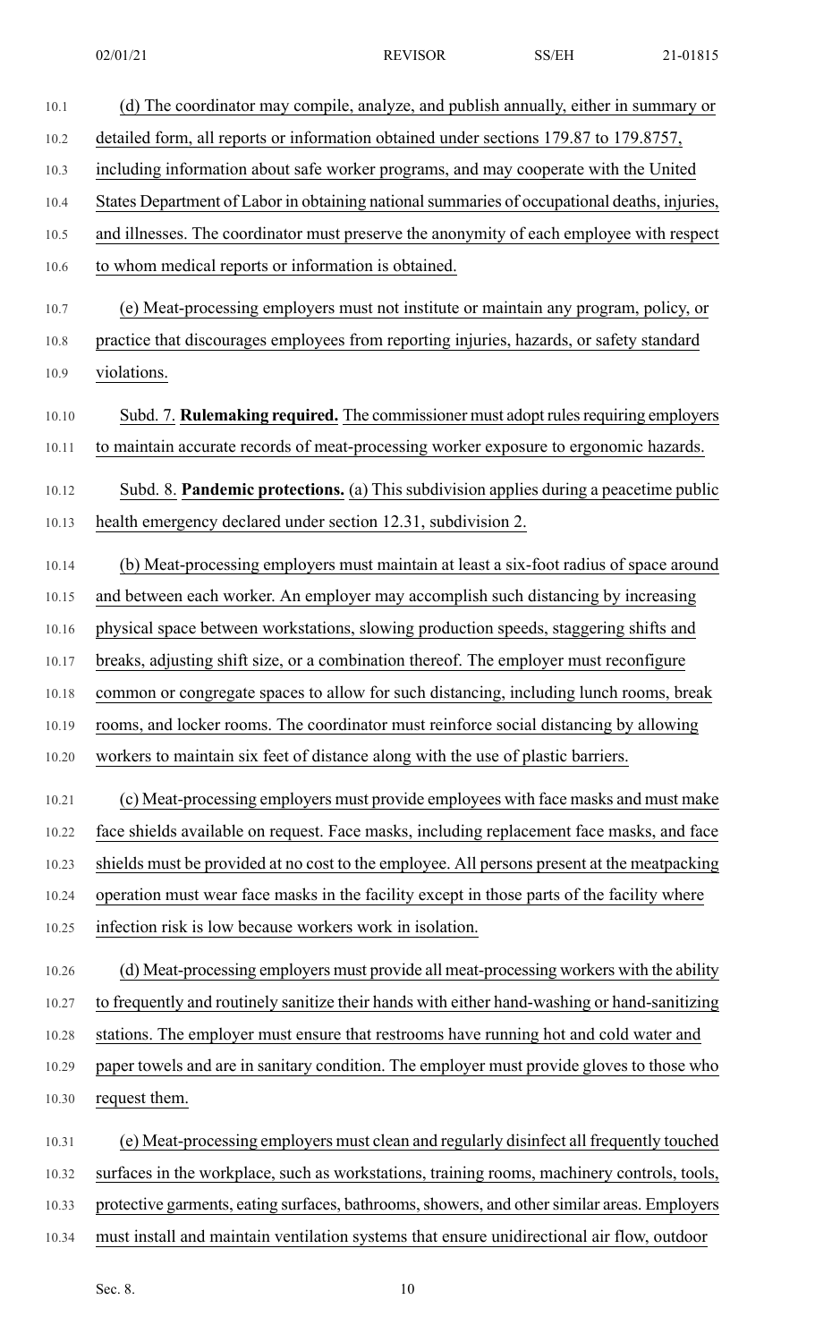(d) The coordinator may compile, analyze, and publish annually, either in summary or detailed form, all reports or information obtained under sections 179.87 to 179.8757, including information about safe worker programs, and may cooperate with the United States Department of Labor in obtaining national summaries of occupational deaths, injuries, and illnesses. The coordinator must preserve the anonymity of each employee with respect to whom medical reports or information is obtained.

(e) Meat-processing employers must not institute or maintain any program, policy, or practice that discourages employees from reporting injuries, hazards, or safety standard violations.

Subd. 7. **Rulemaking required.** The commissioner must adopt rules requiring employers to maintain accurate records of meat-processing worker exposure to ergonomic hazards.

Subd. 8. **Pandemic protections.** (a) This subdivision applies during a peacetime public health emergency declared under section 12.31, subdivision 2.

(b) Meat-processing employers must maintain at least a six-foot radius of space around and between each worker. An employer may accomplish such distancing by increasing physical space between workstations, slowing production speeds, staggering shifts and breaks, adjusting shift size, or a combination thereof. The employer must reconfigure common or congregate spaces to allow for such distancing, including lunch rooms, break rooms, and locker rooms. The coordinator must reinforce social distancing by allowing workers to maintain six feet of distance along with the use of plastic barriers.

(c) Meat-processing employers must provide employees with face masks and must make face shields available on request. Face masks, including replacement face masks, and face shields must be provided at no cost to the employee. All persons present at the meatpacking operation must wear face masks in the facility except in those parts of the facility where infection risk is low because workers work in isolation.

(d) Meat-processing employers must provide all meat-processing workers with the ability to frequently and routinely sanitize their hands with either hand-washing or hand-sanitizing stations. The employer must ensure that restrooms have running hot and cold water and paper towels and are in sanitary condition. The employer must provide gloves to those who request them.

(e) Meat-processing employers must clean and regularly disinfect all frequently touched surfaces in the workplace, such as workstations, training rooms, machinery controls, tools, protective garments, eating surfaces, bathrooms, showers, and other similar areas. Employers must install and maintain ventilation systems that ensure unidirectional air flow, outdoor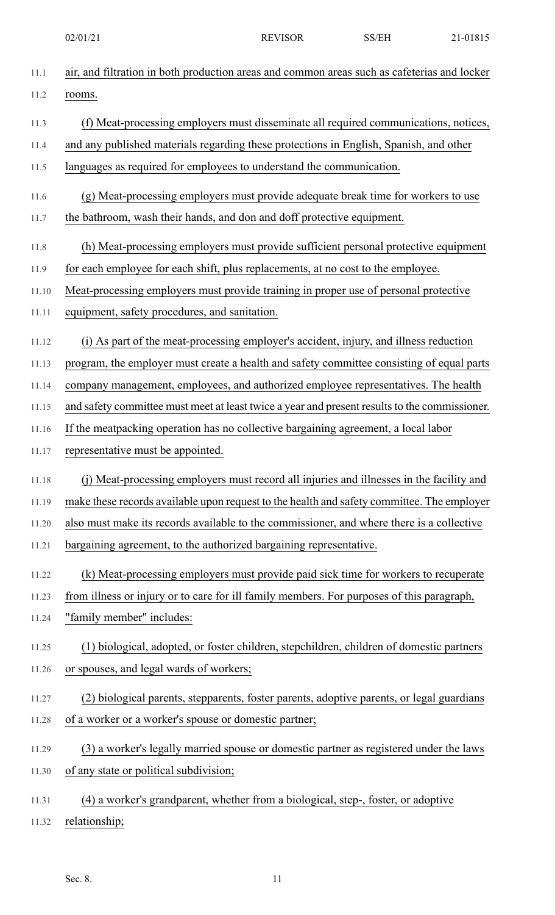air, and filtration in both production areas and common areas such as cafeterias and locker rooms.

(f) Meat-processing employers must disseminate all required communications, notices, and any published materials regarding these protections in English, Spanish, and other languages as required for employees to understand the communication.

(g) Meat-processing employers must provide adequate break time for workers to use the bathroom, wash their hands, and don and doff protective equipment.

(h) Meat-processing employers must provide sufficient personal protective equipment for each employee for each shift, plus replacements, at no cost to the employee. Meat-processing employers must provide training in proper use of personal protective equipment, safety procedures, and sanitation.

(i) As part of the meat-processing employer's accident, injury, and illness reduction program, the employer must create a health and safety committee consisting of equal parts company management, employees, and authorized employee representatives. The health and safety committee must meet at least twice a year and present results to the commissioner. If the meatpacking operation has no collective bargaining agreement, a local labor representative must be appointed.

(j) Meat-processing employers must record all injuries and illnesses in the facility and make these records available upon request to the health and safety committee. The employer also must make its records available to the commissioner, and where there is a collective bargaining agreement, to the authorized bargaining representative.

(k) Meat-processing employers must provide paid sick time for workers to recuperate from illness or injury or to care for ill family members. For purposes of this paragraph, "family member" includes:

(1) biological, adopted, or foster children, stepchildren, children of domestic partners or spouses, and legal wards of workers;

(2) biological parents, stepparents, foster parents, adoptive parents, or legal guardians of a worker or a worker's spouse or domestic partner;

(3) a worker's legally married spouse or domestic partner as registered under the laws of any state or political subdivision;

(4) a worker's grandparent, whether from a biological, step-, foster, or adoptive relationship;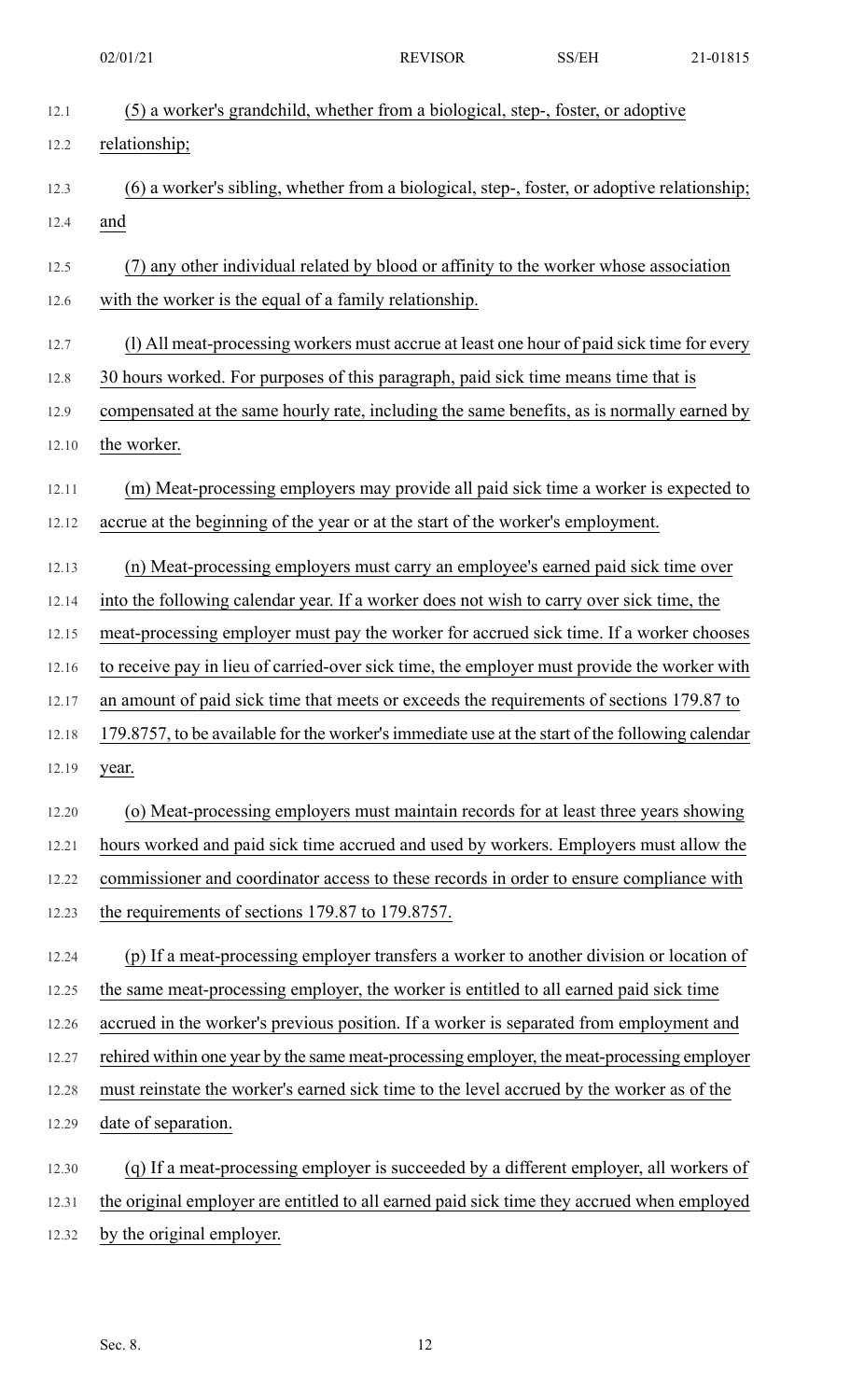(5) a worker's grandchild, whether from a biological, step-, foster, or adoptive relationship;

(6) a worker's sibling, whether from a biological, step-, foster, or adoptive relationship; and

(7) any other individual related by blood or affinity to the worker whose association with the worker is the equal of a family relationship.

(l) All meat-processing workers must accrue at least one hour of paid sick time for every 30 hours worked. For purposes of this paragraph, paid sick time means time that is compensated at the same hourly rate, including the same benefits, as is normally earned by the worker.

(m) Meat-processing employers may provide all paid sick time a worker is expected to accrue at the beginning of the year or at the start of the worker's employment.

(n) Meat-processing employers must carry an employee's earned paid sick time over into the following calendar year. If a worker does not wish to carry over sick time, the meat-processing employer must pay the worker for accrued sick time. If a worker chooses to receive pay in lieu of carried-over sick time, the employer must provide the worker with an amount of paid sick time that meets or exceeds the requirements of sections 179.87 to 179.8757, to be available for the worker's immediate use at the start of the following calendar year.

(o) Meat-processing employers must maintain records for at least three years showing hours worked and paid sick time accrued and used by workers. Employers must allow the commissioner and coordinator access to these records in order to ensure compliance with the requirements of sections 179.87 to 179.8757.

(p) If a meat-processing employer transfers a worker to another division or location of the same meat-processing employer, the worker is entitled to all earned paid sick time accrued in the worker's previous position. If a worker is separated from employment and rehired within one year by the same meat-processing employer, the meat-processing employer must reinstate the worker's earned sick time to the level accrued by the worker as of the date of separation.

(q) If a meat-processing employer is succeeded by a different employer, all workers of the original employer are entitled to all earned paid sick time they accrued when employed by the original employer.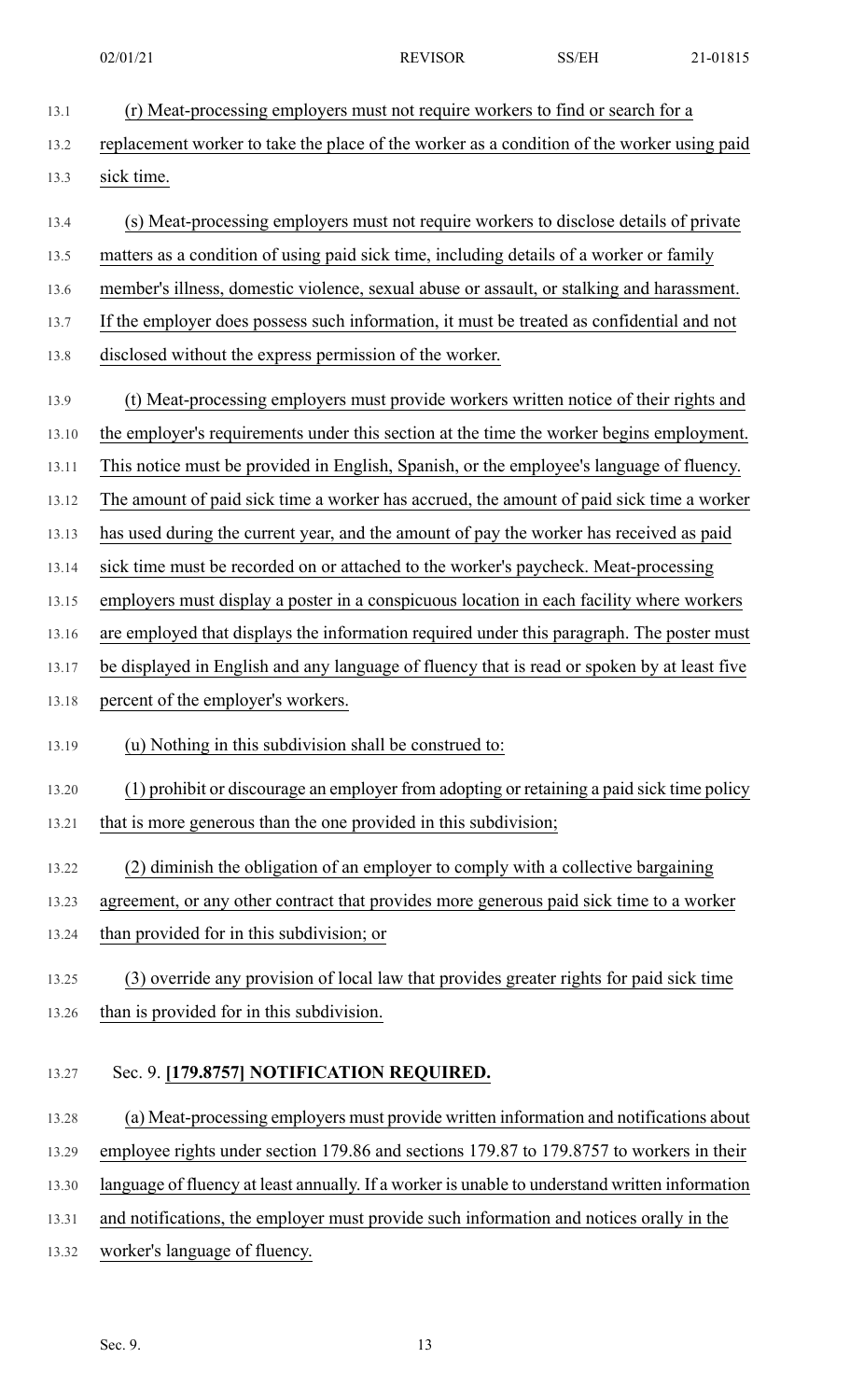(r) Meat-processing employers must not require workers to find or search for a replacement worker to take the place of the worker as a condition of the worker using paid sick time.

(s) Meat-processing employers must not require workers to disclose details of private matters as a condition of using paid sick time, including details of a worker or family member's illness, domestic violence, sexual abuse or assault, or stalking and harassment. If the employer does possess such information, it must be treated as confidential and not disclosed without the express permission of the worker.

(t) Meat-processing employers must provide workers written notice of their rights and the employer's requirements under this section at the time the worker begins employment. This notice must be provided in English, Spanish, or the employee's language of fluency. The amount of paid sick time a worker has accrued, the amount of paid sick time a worker has used during the current year, and the amount of pay the worker has received as paid sick time must be recorded on or attached to the worker's paycheck. Meat-processing employers must display a poster in a conspicuous location in each facility where workers are employed that displays the information required under this paragraph. The poster must be displayed in English and any language of fluency that is read or spoken by at least five percent of the employer's workers.

(u) Nothing in this subdivision shall be construed to:

(1) prohibit or discourage an employer from adopting or retaining a paid sick time policy that is more generous than the one provided in this subdivision;

(2) diminish the obligation of an employer to comply with a collective bargaining agreement, or any other contract that provides more generous paid sick time to a worker than provided for in this subdivision; or

(3) override any provision of local law that provides greater rights for paid sick time than is provided for in this subdivision.

Sec. 9. **[179.8757] NOTIFICATION REQUIRED.**

(a) Meat-processing employers must provide written information and notifications about employee rights under section 179.86 and sections 179.87 to 179.8757 to workers in their language of fluency at least annually. If a worker is unable to understand written information and notifications, the employer must provide such information and notices orally in the worker's language of fluency.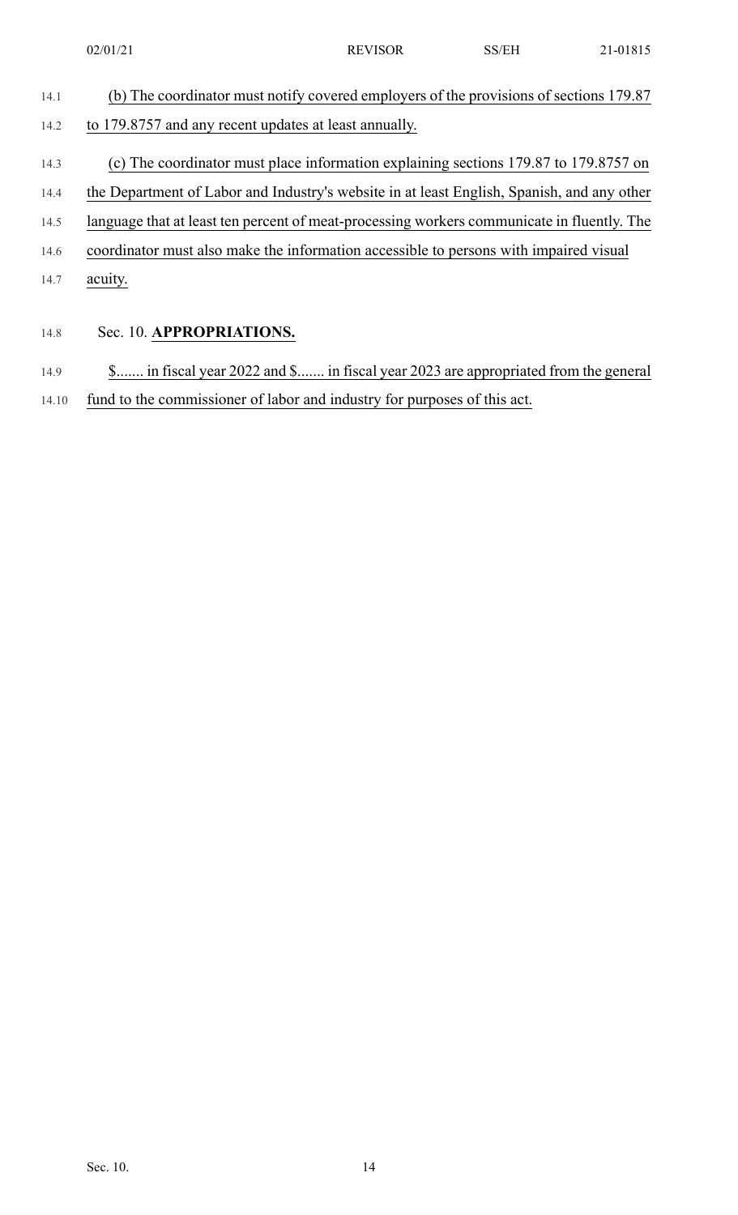(b) The coordinator must notify covered employers of the provisions of sections 179.87 to 179.8757 and any recent updates at least annually.

(c) The coordinator must place information explaining sections 179.87 to 179.8757 on the Department of Labor and Industry's website in at least English, Spanish, and any other language that at least ten percent of meat-processing workers communicate in fluently. The coordinator must also make the information accessible to persons with impaired visual acuity.

Sec. 10. **APPROPRIATIONS.**

$....... in fiscal year 2022 and $....... in fiscal year 2023 are appropriated from the general fund to the commissioner of labor and industry for purposes of this act.